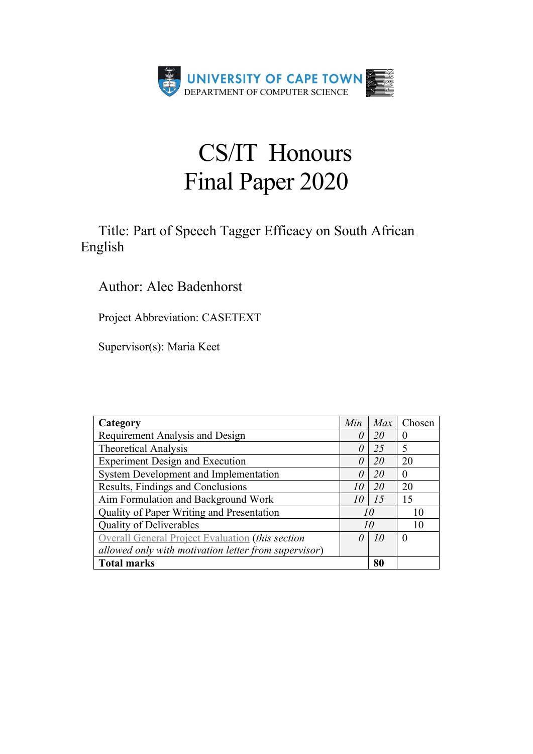UNIVERSITY OF CAPE TOWN
DEPARTMENT OF COMPUTER SCIENCE

# CS/IT Honours Final Paper 2020

Title: Part of Speech Tagger Efficacy on South African English

Author: Alec Badenhorst

Project Abbreviation: CASETEXT

Supervisor(s): Maria Keet

| **Category** | *Min* | *Max* | Chosen |
|---|---|---|---|
| Requirement Analysis and Design | *0* | *20* | 0 |
| Theoretical Analysis | *0* | *25* | 5 |
| Experiment Design and Execution | *0* | *20* | 20 |
| System Development and Implementation | *0* | *20* | 0 |
| Results, Findings and Conclusions | *10* | *20* | 20 |
| Aim Formulation and Background Work | *10* | *15* | 15 |
| Quality of Paper Writing and Presentation | *10* | | 10 |
| Quality of Deliverables | *10* | | 10 |
| Overall General Project Evaluation (*this section allowed only with motivation letter from supervisor*) | *0* | *10* | 0 |
| **Total marks** | | **80** | |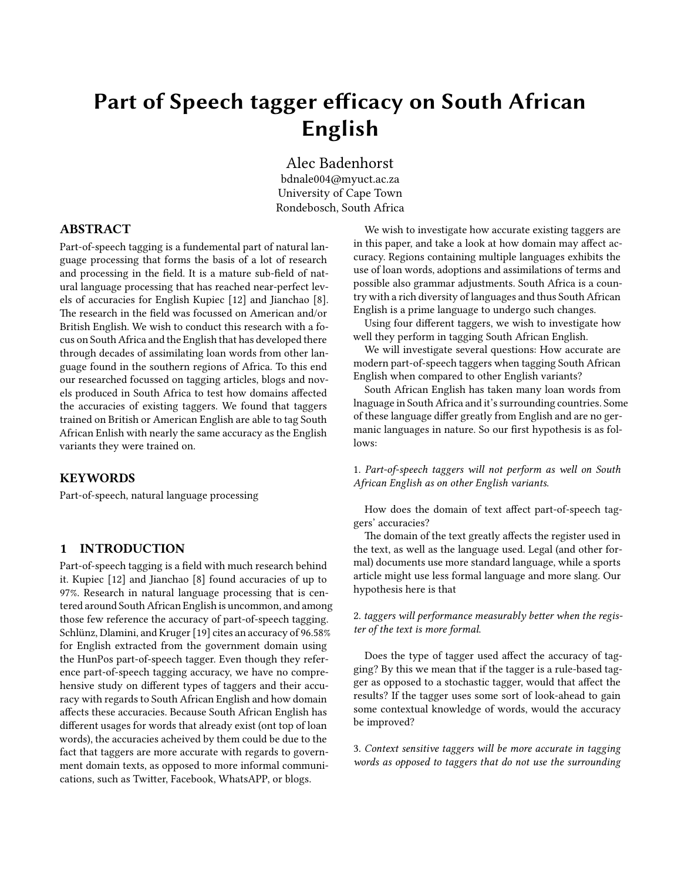# Part of Speech tagger efficacy on South African English

Alec Badenhorst
bdnale004@myuct.ac.za
University of Cape Town
Rondebosch, South Africa

## ABSTRACT

Part-of-speech tagging is a fundemental part of natural language processing that forms the basis of a lot of research and processing in the field. It is a mature sub-field of natural language processing that has reached near-perfect levels of accuracies for English Kupiec [12] and Jianchao [8]. The research in the field was focussed on American and/or British English. We wish to conduct this research with a focus on South Africa and the English that has developed there through decades of assimilating loan words from other language found in the southern regions of Africa. To this end our researched focussed on tagging articles, blogs and novels produced in South Africa to test how domains affected the accuracies of existing taggers. We found that taggers trained on British or American English are able to tag South African Enlish with nearly the same accuracy as the English variants they were trained on.

## KEYWORDS

Part-of-speech, natural language processing

## 1 INTRODUCTION

Part-of-speech tagging is a field with much research behind it. Kupiec [12] and Jianchao [8] found accuracies of up to 97%. Research in natural language processing that is centered around South African English is uncommon, and among those few reference the accuracy of part-of-speech tagging. Schlünz, Dlamini, and Kruger [19] cites an accuracy of 96.58% for English extracted from the government domain using the HunPos part-of-speech tagger. Even though they reference part-of-speech tagging accuracy, we have no comprehensive study on different types of taggers and their accuracy with regards to South African English and how domain affects these accuracies. Because South African English has different usages for words that already exist (ont top of loan words), the accuracies acheived by them could be due to the fact that taggers are more accurate with regards to government domain texts, as opposed to more informal communications, such as Twitter, Facebook, WhatsAPP, or blogs.

We wish to investigate how accurate existing taggers are in this paper, and take a look at how domain may affect accuracy. Regions containing multiple languages exhibits the use of loan words, adoptions and assimilations of terms and possible also grammar adjustments. South Africa is a country with a rich diversity of languages and thus South African English is a prime language to undergo such changes.

Using four different taggers, we wish to investigate how well they perform in tagging South African English.

We will investigate several questions: How accurate are modern part-of-speech taggers when tagging South African English when compared to other English variants?

South African English has taken many loan words from lnaguage in South Africa and it's surrounding countries. Some of these language differ greatly from English and are no germanic languages in nature. So our first hypothesis is as follows:

1. *Part-of-speech taggers will not perform as well on South African English as on other English variants.*

How does the domain of text affect part-of-speech taggers' accuracies?

The domain of the text greatly affects the register used in the text, as well as the language used. Legal (and other formal) documents use more standard language, while a sports article might use less formal language and more slang. Our hypothesis here is that

2. *taggers will performance measurably better when the register of the text is more formal.*

Does the type of tagger used affect the accuracy of tagging? By this we mean that if the tagger is a rule-based tagger as opposed to a stochastic tagger, would that affect the results? If the tagger uses some sort of look-ahead to gain some contextual knowledge of words, would the accuracy be improved?

3. *Context sensitive taggers will be more accurate in tagging words as opposed to taggers that do not use the surrounding*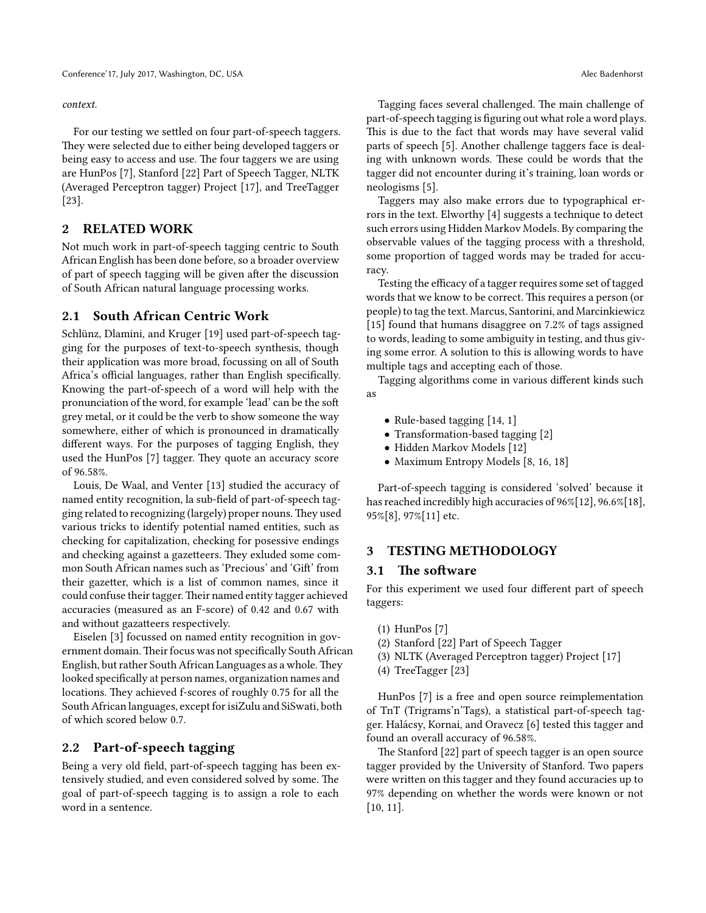*context.*

For our testing we settled on four part-of-speech taggers. They were selected due to either being developed taggers or being easy to access and use. The four taggers we are using are HunPos [7], Stanford [22] Part of Speech Tagger, NLTK (Averaged Perceptron tagger) Project [17], and TreeTagger [23].

## 2 RELATED WORK

Not much work in part-of-speech tagging centric to South African English has been done before, so a broader overview of part of speech tagging will be given after the discussion of South African natural language processing works.

### 2.1 South African Centric Work

Schlünz, Dlamini, and Kruger [19] used part-of-speech tagging for the purposes of text-to-speech synthesis, though their application was more broad, focussing on all of South Africa's official languages, rather than English specifically. Knowing the part-of-speech of a word will help with the pronunciation of the word, for example 'lead' can be the soft grey metal, or it could be the verb to show someone the way somewhere, either of which is pronounced in dramatically different ways. For the purposes of tagging English, they used the HunPos [7] tagger. They quote an accuracy score of 96.58%.

Louis, De Waal, and Venter [13] studied the accuracy of named entity recognition, la sub-field of part-of-speech tagging related to recognizing (largely) proper nouns. They used various tricks to identify potential named entities, such as checking for capitalization, checking for posessive endings and checking against a gazetteers. They exluded some common South African names such as 'Precious' and 'Gift' from their gazetter, which is a list of common names, since it could confuse their tagger. Their named entity tagger achieved accuracies (measured as an F-score) of 0.42 and 0.67 with and without gazatteers respectively.

Eiselen [3] focussed on named entity recognition in government domain. Their focus was not specifically South African English, but rather South African Languages as a whole. They looked specifically at person names, organization names and locations. They achieved f-scores of roughly 0.75 for all the South African languages, except for isiZulu and SiSwati, both of which scored below 0.7.

### 2.2 Part-of-speech tagging

Being a very old field, part-of-speech tagging has been extensively studied, and even considered solved by some. The goal of part-of-speech tagging is to assign a role to each word in a sentence.

Tagging faces several challenged. The main challenge of part-of-speech tagging is figuring out what role a word plays. This is due to the fact that words may have several valid parts of speech [5]. Another challenge taggers face is dealing with unknown words. These could be words that the tagger did not encounter during it's training, loan words or neologisms [5].

Taggers may also make errors due to typographical errors in the text. Elworthy [4] suggests a technique to detect such errors using Hidden Markov Models. By comparing the observable values of the tagging process with a threshold, some proportion of tagged words may be traded for accuracy.

Testing the efficacy of a tagger requires some set of tagged words that we know to be correct. This requires a person (or people) to tag the text. Marcus, Santorini, and Marcinkiewicz [15] found that humans disaggree on 7.2% of tags assigned to words, leading to some ambiguity in testing, and thus giving some error. A solution to this is allowing words to have multiple tags and accepting each of those.

Tagging algorithms come in various different kinds such as

- Rule-based tagging [14, 1]
- Transformation-based tagging [2]
- Hidden Markov Models [12]
- Maximum Entropy Models [8, 16, 18]

Part-of-speech tagging is considered 'solved' because it has reached incredibly high accuracies of 96%[12], 96.6%[18], 95%[8], 97%[11] etc.

## 3 TESTING METHODOLOGY

### 3.1 The software

For this experiment we used four different part of speech taggers:

1. HunPos [7]
2. Stanford [22] Part of Speech Tagger
3. NLTK (Averaged Perceptron tagger) Project [17]
4. TreeTagger [23]

HunPos [7] is a free and open source reimplementation of TnT (Trigrams'n'Tags), a statistical part-of-speech tagger. Halácsy, Kornai, and Oravecz [6] tested this tagger and found an overall accuracy of 96.58%.

The Stanford [22] part of speech tagger is an open source tagger provided by the University of Stanford. Two papers were written on this tagger and they found accuracies up to 97% depending on whether the words were known or not [10, 11].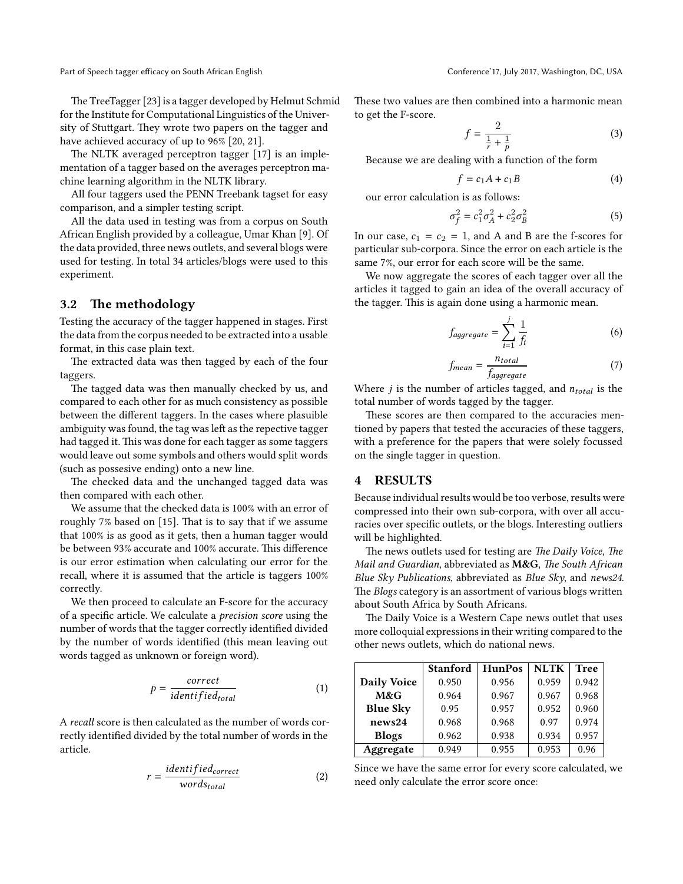The TreeTagger [23] is a tagger developed by Helmut Schmid for the Institute for Computational Linguistics of the University of Stuttgart. They wrote two papers on the tagger and have achieved accuracy of up to 96% [20, 21].

The NLTK averaged perceptron tagger [17] is an implementation of a tagger based on the averages perceptron machine learning algorithm in the NLTK library.

All four taggers used the PENN Treebank tagset for easy comparison, and a simpler testing script.

All the data used in testing was from a corpus on South African English provided by a colleague, Umar Khan [9]. Of the data provided, three news outlets, and several blogs were used for testing. In total 34 articles/blogs were used to this experiment.

### 3.2 The methodology

Testing the accuracy of the tagger happened in stages. First the data from the corpus needed to be extracted into a usable format, in this case plain text.

The extracted data was then tagged by each of the four taggers.

The tagged data was then manually checked by us, and compared to each other for as much consistency as possible between the different taggers. In the cases where plasuible ambiguity was found, the tag was left as the repective tagger had tagged it. This was done for each tagger as some taggers would leave out some symbols and others would split words (such as possesive ending) onto a new line.

The checked data and the unchanged tagged data was then compared with each other.

We assume that the checked data is 100% with an error of roughly 7% based on [15]. That is to say that if we assume that 100% is as good as it gets, then a human tagger would be between 93% accurate and 100% accurate. This difference is our error estimation when calculating our error for the recall, where it is assumed that the article is taggers 100% correctly.

We then proceed to calculate an F-score for the accuracy of a specific article. We calculate a *precision score* using the number of words that the tagger correctly identified divided by the number of words identified (this mean leaving out words tagged as unknown or foreign word).

$$p = \frac{correct}{identified_{total}} \tag{1}$$

A *recall* score is then calculated as the number of words correctly identified divided by the total number of words in the article.

$$r = \frac{identified_{correct}}{words_{total}} \tag{2}$$

These two values are then combined into a harmonic mean to get the F-score.

$$f = \frac{2}{\frac{1}{r} + \frac{1}{p}} \tag{3}$$

Because we are dealing with a function of the form

$$f = c_1 A + c_1 B \tag{4}$$

our error calculation is as follows:

$$\sigma_f^2 = c_1^2 \sigma_A^2 + c_2^2 \sigma_B^2 \tag{5}$$

In our case, $c_1 = c_2 = 1$, and A and B are the f-scores for particular sub-corpora. Since the error on each article is the same 7%, our error for each score will be the same.

We now aggregate the scores of each tagger over all the articles it tagged to gain an idea of the overall accuracy of the tagger. This is again done using a harmonic mean.

$$f_{aggregate} = \sum_{i=1}^{j} \frac{1}{f_i} \tag{6}$$

$$f_{mean} = \frac{n_{total}}{f_{aggregate}} \tag{7}$$

Where $j$ is the number of articles tagged, and $n_{total}$ is the total number of words tagged by the tagger.

These scores are then compared to the accuracies mentioned by papers that tested the accuracies of these taggers, with a preference for the papers that were solely focussed on the single tagger in question.

## 4 RESULTS

Because individual results would be too verbose, results were compressed into their own sub-corpora, with over all accuracies over specific outlets, or the blogs. Interesting outliers will be highlighted.

The news outlets used for testing are *The Daily Voice*, *The Mail and Guardian*, abbreviated as **M&G**, *The South African Blue Sky Publications*, abbreviated as *Blue Sky*, and *news24*. The *Blogs* category is an assortment of various blogs written about South Africa by South Africans.

The Daily Voice is a Western Cape news outlet that uses more colloquial expressions in their writing compared to the other news outlets, which do national news.

| | **Stanford** | **HunPos** | **NLTK** | **Tree** |
|---|---|---|---|---|
| **Daily Voice** | 0.950 | 0.956 | 0.959 | 0.942 |
| **M&G** | 0.964 | 0.967 | 0.967 | 0.968 |
| **Blue Sky** | 0.95 | 0.957 | 0.952 | 0.960 |
| **news24** | 0.968 | 0.968 | 0.97 | 0.974 |
| **Blogs** | 0.962 | 0.938 | 0.934 | 0.957 |
| **Aggregate** | 0.949 | 0.955 | 0.953 | 0.96 |

Since we have the same error for every score calculated, we need only calculate the error score once: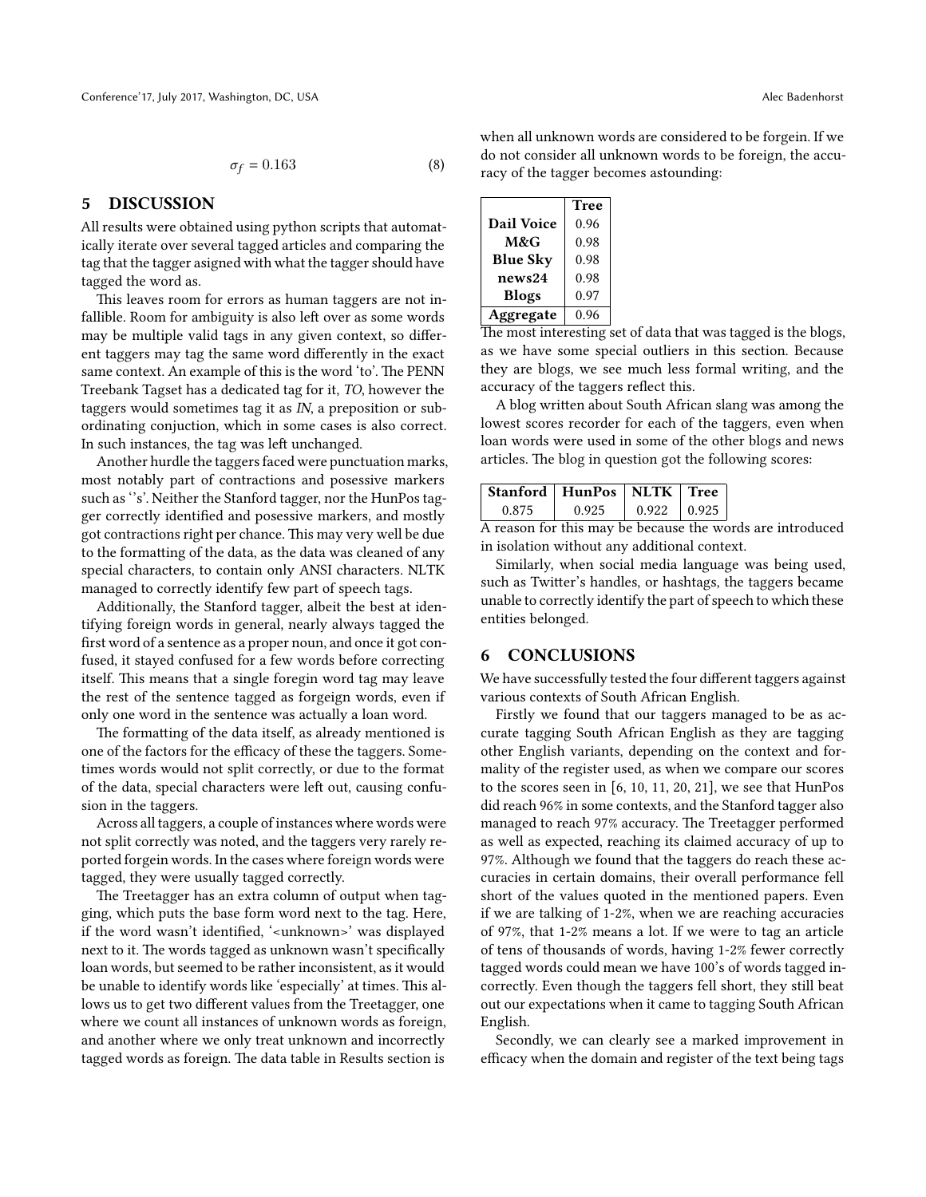$$\sigma_f = 0.163 \tag{8}$$

## 5 DISCUSSION

All results were obtained using python scripts that automatically iterate over several tagged articles and comparing the tag that the tagger asigned with what the tagger should have tagged the word as.

This leaves room for errors as human taggers are not infallible. Room for ambiguity is also left over as some words may be multiple valid tags in any given context, so different taggers may tag the same word differently in the exact same context. An example of this is the word 'to'. The PENN Treebank Tagset has a dedicated tag for it, *TO*, however the taggers would sometimes tag it as *IN*, a preposition or subordinating conjuction, which in some cases is also correct. In such instances, the tag was left unchanged.

Another hurdle the taggers faced were punctuation marks, most notably part of contractions and posessive markers such as ''s'. Neither the Stanford tagger, nor the HunPos tagger correctly identified and posessive markers, and mostly got contractions right per chance. This may very well be due to the formatting of the data, as the data was cleaned of any special characters, to contain only ANSI characters. NLTK managed to correctly identify few part of speech tags.

Additionally, the Stanford tagger, albeit the best at identifying foreign words in general, nearly always tagged the first word of a sentence as a proper noun, and once it got confused, it stayed confused for a few words before correcting itself. This means that a single foregin word tag may leave the rest of the sentence tagged as forgeign words, even if only one word in the sentence was actually a loan word.

The formatting of the data itself, as already mentioned is one of the factors for the efficacy of these the taggers. Sometimes words would not split correctly, or due to the format of the data, special characters were left out, causing confusion in the taggers.

Across all taggers, a couple of instances where words were not split correctly was noted, and the taggers very rarely reported forgein words. In the cases where foreign words were tagged, they were usually tagged correctly.

The Treetagger has an extra column of output when tagging, which puts the base form word next to the tag. Here, if the word wasn't identified, '<unknown>' was displayed next to it. The words tagged as unknown wasn't specifically loan words, but seemed to be rather inconsistent, as it would be unable to identify words like 'especially' at times. This allows us to get two different values from the Treetagger, one where we count all instances of unknown words as foreign, and another where we only treat unknown and incorrectly tagged words as foreign. The data table in Results section is when all unknown words are considered to be forgein. If we do not consider all unknown words to be foreign, the accuracy of the tagger becomes astounding:

| | Tree |
|---|---|
| **Dail Voice** | 0.96 |
| **M&G** | 0.98 |
| **Blue Sky** | 0.98 |
| **news24** | 0.98 |
| **Blogs** | 0.97 |
| **Aggregate** | 0.96 |

The most interesting set of data that was tagged is the blogs, as we have some special outliers in this section. Because they are blogs, we see much less formal writing, and the accuracy of the taggers reflect this.

A blog written about South African slang was among the lowest scores recorder for each of the taggers, even when loan words were used in some of the other blogs and news articles. The blog in question got the following scores:

| Stanford | HunPos | NLTK | Tree |
|---|---|---|---|
| 0.875 | 0.925 | 0.922 | 0.925 |

A reason for this may be because the words are introduced in isolation without any additional context.

Similarly, when social media language was being used, such as Twitter's handles, or hashtags, the taggers became unable to correctly identify the part of speech to which these entities belonged.

## 6 CONCLUSIONS

We have successfully tested the four different taggers against various contexts of South African English.

Firstly we found that our taggers managed to be as accurate tagging South African English as they are tagging other English variants, depending on the context and formality of the register used, as when we compare our scores to the scores seen in [6, 10, 11, 20, 21], we see that HunPos did reach 96% in some contexts, and the Stanford tagger also managed to reach 97% accuracy. The Treetagger performed as well as expected, reaching its claimed accuracy of up to 97%. Although we found that the taggers do reach these accuracies in certain domains, their overall performance fell short of the values quoted in the mentioned papers. Even if we are talking of 1-2%, when we are reaching accuracies of 97%, that 1-2% means a lot. If we were to tag an article of tens of thousands of words, having 1-2% fewer correctly tagged words could mean we have 100's of words tagged incorrectly. Even though the taggers fell short, they still beat out our expectations when it came to tagging South African English.

Secondly, we can clearly see a marked improvement in efficacy when the domain and register of the text being tags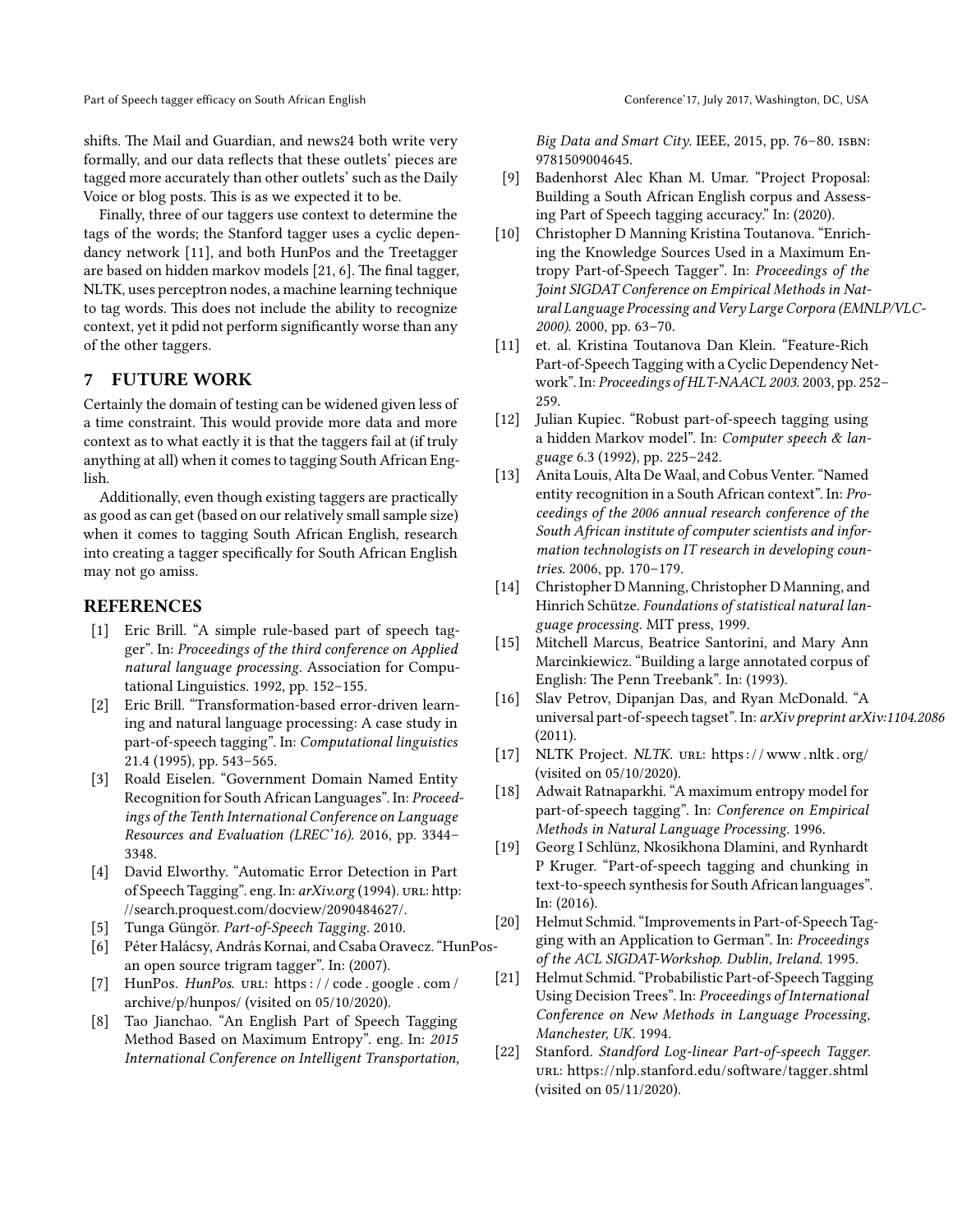shifts. The Mail and Guardian, and news24 both write very formally, and our data reflects that these outlets' pieces are tagged more accurately than other outlets' such as the Daily Voice or blog posts. This is as we expected it to be.

Finally, three of our taggers use context to determine the tags of the words; the Stanford tagger uses a cyclic dependancy network [11], and both HunPos and the Treetagger are based on hidden markov models [21, 6]. The final tagger, NLTK, uses perceptron nodes, a machine learning technique to tag words. This does not include the ability to recognize context, yet it pdid not perform significantly worse than any of the other taggers.

## 7 FUTURE WORK

Certainly the domain of testing can be widened given less of a time constraint. This would provide more data and more context as to what eactly it is that the taggers fail at (if truly anything at all) when it comes to tagging South African English.

Additionally, even though existing taggers are practically as good as can get (based on our relatively small sample size) when it comes to tagging South African English, research into creating a tagger specifically for South African English may not go amiss.

## REFERENCES

- [1] Eric Brill. "A simple rule-based part of speech tagger". In: *Proceedings of the third conference on Applied natural language processing*. Association for Computational Linguistics. 1992, pp. 152–155.
- [2] Eric Brill. "Transformation-based error-driven learning and natural language processing: A case study in part-of-speech tagging". In: *Computational linguistics* 21.4 (1995), pp. 543–565.
- [3] Roald Eiselen. "Government Domain Named Entity Recognition for South African Languages". In: *Proceedings of the Tenth International Conference on Language Resources and Evaluation (LREC'16)*. 2016, pp. 3344–3348.
- [4] David Elworthy. "Automatic Error Detection in Part of Speech Tagging". eng. In: *arXiv.org* (1994). URL: http://search.proquest.com/docview/2090484627/.
- [5] Tunga Güngör. *Part-of-Speech Tagging*. 2010.
- [6] Péter Halácsy, András Kornai, and Csaba Oravecz. "HunPos-an open source trigram tagger". In: (2007).
- [7] HunPos. *HunPos*. URL: https://code.google.com/archive/p/hunpos/ (visited on 05/10/2020).
- [8] Tao Jianchao. "An English Part of Speech Tagging Method Based on Maximum Entropy". eng. In: *2015 International Conference on Intelligent Transportation, Big Data and Smart City*. IEEE, 2015, pp. 76–80. ISBN: 9781509004645.
- [9] Badenhorst Alec Khan M. Umar. "Project Proposal: Building a South African English corpus and Assessing Part of Speech tagging accuracy." In: (2020).
- [10] Christopher D Manning Kristina Toutanova. "Enriching the Knowledge Sources Used in a Maximum Entropy Part-of-Speech Tagger". In: *Proceedings of the Joint SIGDAT Conference on Empirical Methods in Natural Language Processing and Very Large Corpora (EMNLP/VLC-2000)*. 2000, pp. 63–70.
- [11] et. al. Kristina Toutanova Dan Klein. "Feature-Rich Part-of-Speech Tagging with a Cyclic Dependency Network". In: *Proceedings of HLT-NAACL 2003*. 2003, pp. 252–259.
- [12] Julian Kupiec. "Robust part-of-speech tagging using a hidden Markov model". In: *Computer speech & language* 6.3 (1992), pp. 225–242.
- [13] Anita Louis, Alta De Waal, and Cobus Venter. "Named entity recognition in a South African context". In: *Proceedings of the 2006 annual research conference of the South African institute of computer scientists and information technologists on IT research in developing countries*. 2006, pp. 170–179.
- [14] Christopher D Manning, Christopher D Manning, and Hinrich Schütze. *Foundations of statistical natural language processing*. MIT press, 1999.
- [15] Mitchell Marcus, Beatrice Santorini, and Mary Ann Marcinkiewicz. "Building a large annotated corpus of English: The Penn Treebank". In: (1993).
- [16] Slav Petrov, Dipanjan Das, and Ryan McDonald. "A universal part-of-speech tagset". In: *arXiv preprint arXiv:1104.2086* (2011).
- [17] NLTK Project. *NLTK*. URL: https://www.nltk.org/ (visited on 05/10/2020).
- [18] Adwait Ratnaparkhi. "A maximum entropy model for part-of-speech tagging". In: *Conference on Empirical Methods in Natural Language Processing*. 1996.
- [19] Georg I Schlünz, Nkosikhona Dlamini, and Rynhardt P Kruger. "Part-of-speech tagging and chunking in text-to-speech synthesis for South African languages". In: (2016).
- [20] Helmut Schmid. "Improvements in Part-of-Speech Tagging with an Application to German". In: *Proceedings of the ACL SIGDAT-Workshop. Dublin, Ireland.* 1995.
- [21] Helmut Schmid. "Probabilistic Part-of-Speech Tagging Using Decision Trees". In: *Proceedings of International Conference on New Methods in Language Processing, Manchester, UK*. 1994.
- [22] Stanford. *Standford Log-linear Part-of-speech Tagger*. URL: https://nlp.stanford.edu/software/tagger.shtml (visited on 05/11/2020).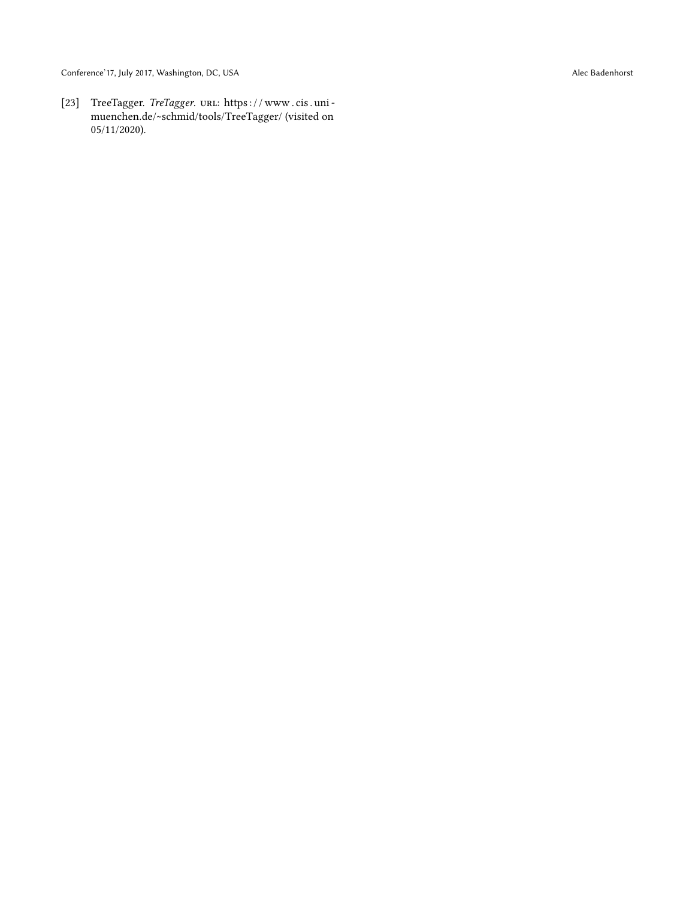[23] TreeTagger. *TreTagger*. URL: https://www.cis.uni-muenchen.de/~schmid/tools/TreeTagger/ (visited on 05/11/2020).